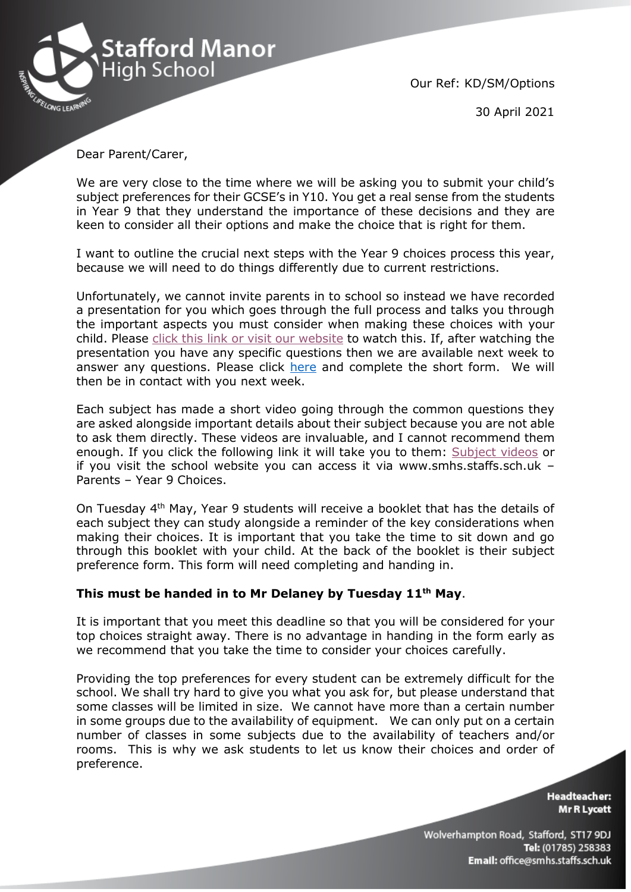Stafford Manor High School

Our Ref: KD/SM/Options

30 April 2021

Dear Parent/Carer,

We are very close to the time where we will be asking you to submit your child's subject preferences for their GCSE's in Y10. You get a real sense from the students in Year 9 that they understand the importance of these decisions and they are keen to consider all their options and make the choice that is right for them.

I want to outline the crucial next steps with the Year 9 choices process this year, because we will need to do things differently due to current restrictions.

Unfortunately, we cannot invite parents in to school so instead we have recorded a presentation for you which goes through the full process and talks you through the important aspects you must consider when making these choices with your child. Please click this link or visit our website to watch this. If, after watching the presentation you have any specific questions then we are available next week to answer any questions. Please click here and complete the short form. We will then be in contact with you next week.

Each subject has made a short video going through the common questions they are asked alongside important details about their subject because you are not able to ask them directly. These videos are invaluable, and I cannot recommend them enough. If you click the following link it will take you to them: Subject videos or if you visit the school website you can access it via www.smhs.staffs.sch.uk – Parents – Year 9 Choices.

On Tuesday 4th May, Year 9 students will receive a booklet that has the details of each subject they can study alongside a reminder of the key considerations when making their choices. It is important that you take the time to sit down and go through this booklet with your child. At the back of the booklet is their subject preference form. This form will need completing and handing in.

**This must be handed in to Mr Delaney by Tuesday 11th May**.

It is important that you meet this deadline so that you will be considered for your top choices straight away. There is no advantage in handing in the form early as we recommend that you take the time to consider your choices carefully.

Providing the top preferences for every student can be extremely difficult for the school. We shall try hard to give you what you ask for, but please understand that some classes will be limited in size. We cannot have more than a certain number in some groups due to the availability of equipment. We can only put on a certain number of classes in some subjects due to the availability of teachers and/or rooms. This is why we ask students to let us know their choices and order of preference.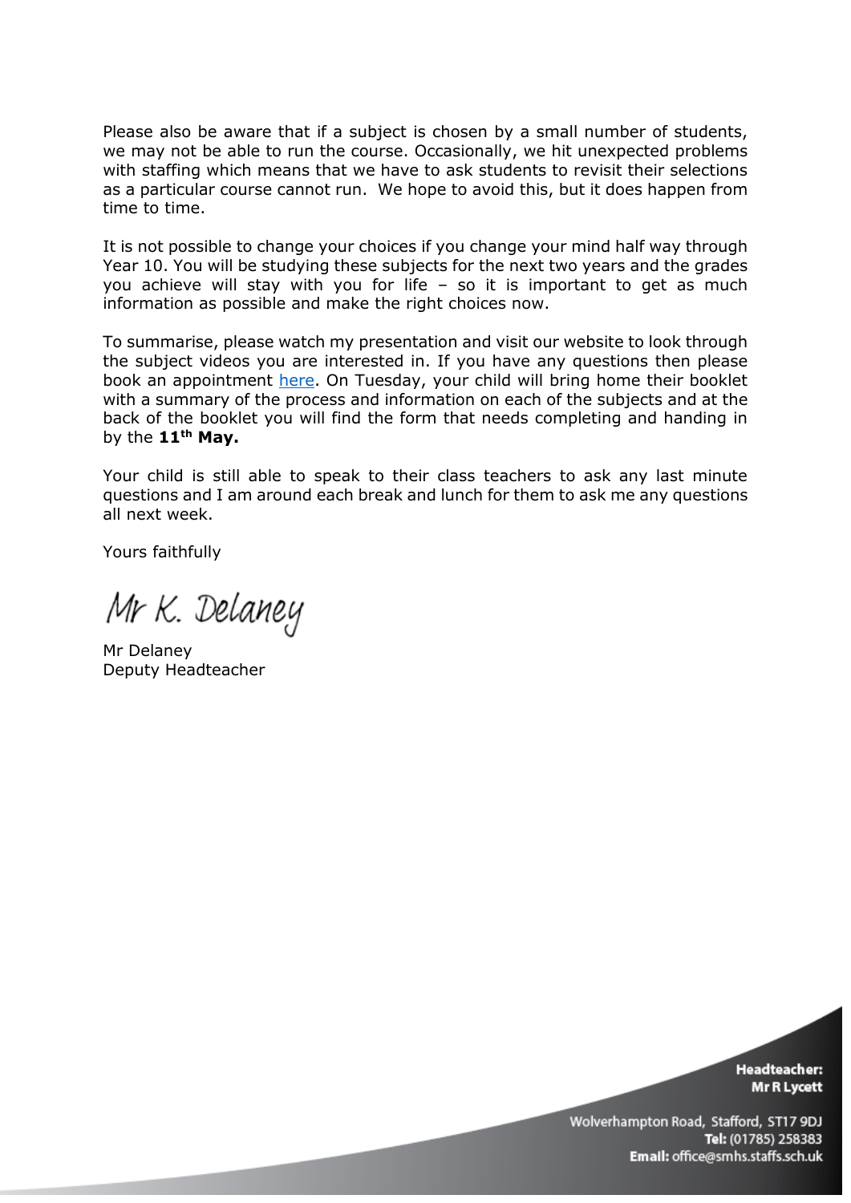Please also be aware that if a subject is chosen by a small number of students, we may not be able to run the course. Occasionally, we hit unexpected problems with staffing which means that we have to ask students to revisit their selections as a particular course cannot run. We hope to avoid this, but it does happen from time to time.

It is not possible to change your choices if you change your mind half way through Year 10. You will be studying these subjects for the next two years and the grades you achieve will stay with you for life – so it is important to get as much information as possible and make the right choices now.

To summarise, please watch my presentation and visit our website to look through the subject videos you are interested in. If you have any questions then please book an appointment here. On Tuesday, your child will bring home their booklet with a summary of the process and information on each of the subjects and at the back of the booklet you will find the form that needs completing and handing in by the **11th May.**

Your child is still able to speak to their class teachers to ask any last minute questions and I am around each break and lunch for them to ask me any questions all next week.

Yours faithfully

Mr K. Delaney

Mr Delaney
Deputy Headteacher

**Headteacher:**
**Mr R Lycett**

Wolverhampton Road, Stafford, ST17 9DJ
**Tel:** (01785) 258383
**Email:** office@smhs.staffs.sch.uk